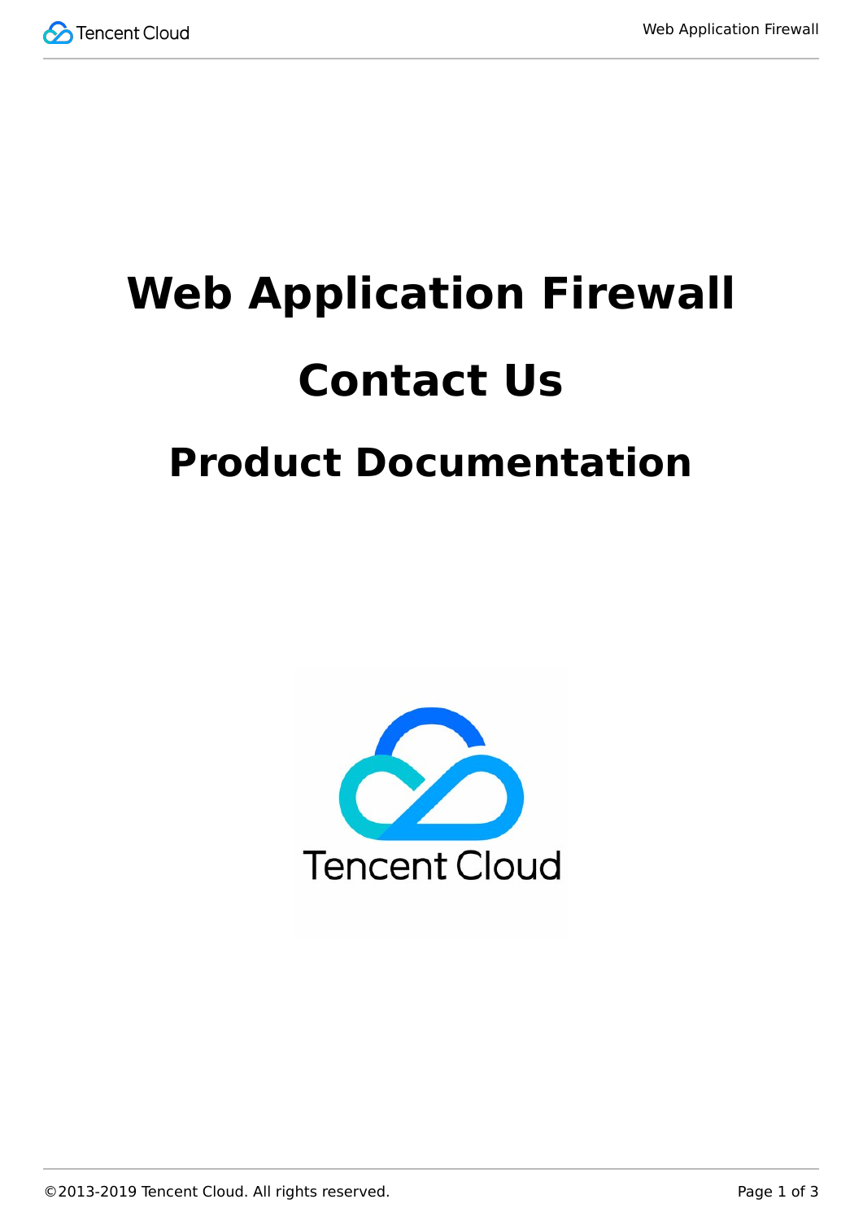# Web Application Firewall

# Contact Us

## Product Documentation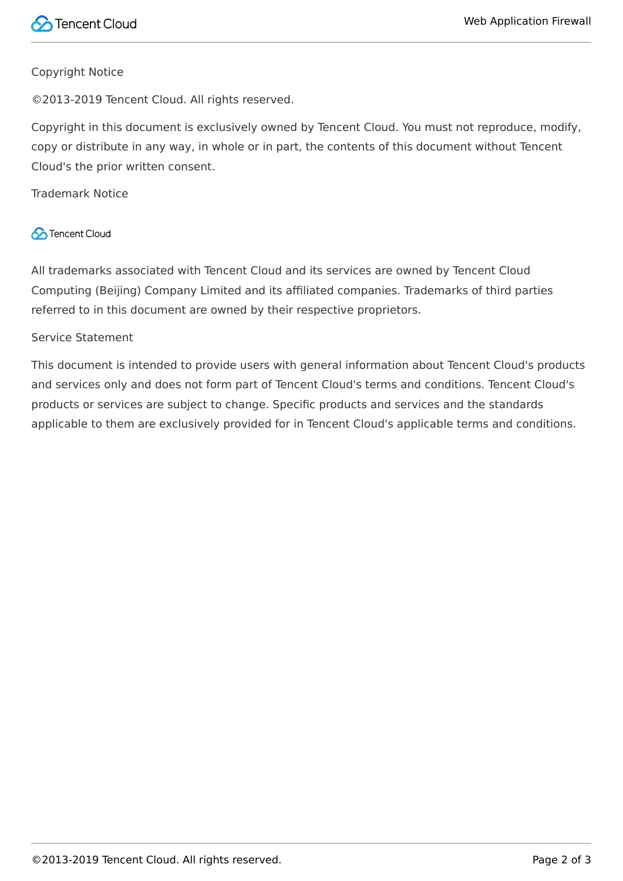Copyright Notice

©2013-2019 Tencent Cloud. All rights reserved.

Copyright in this document is exclusively owned by Tencent Cloud. You must not reproduce, modify, copy or distribute in any way, in whole or in part, the contents of this document without Tencent Cloud's the prior written consent.

Trademark Notice

Tencent Cloud

All trademarks associated with Tencent Cloud and its services are owned by Tencent Cloud Computing (Beijing) Company Limited and its affiliated companies. Trademarks of third parties referred to in this document are owned by their respective proprietors.

Service Statement

This document is intended to provide users with general information about Tencent Cloud's products and services only and does not form part of Tencent Cloud's terms and conditions. Tencent Cloud's products or services are subject to change. Specific products and services and the standards applicable to them are exclusively provided for in Tencent Cloud's applicable terms and conditions.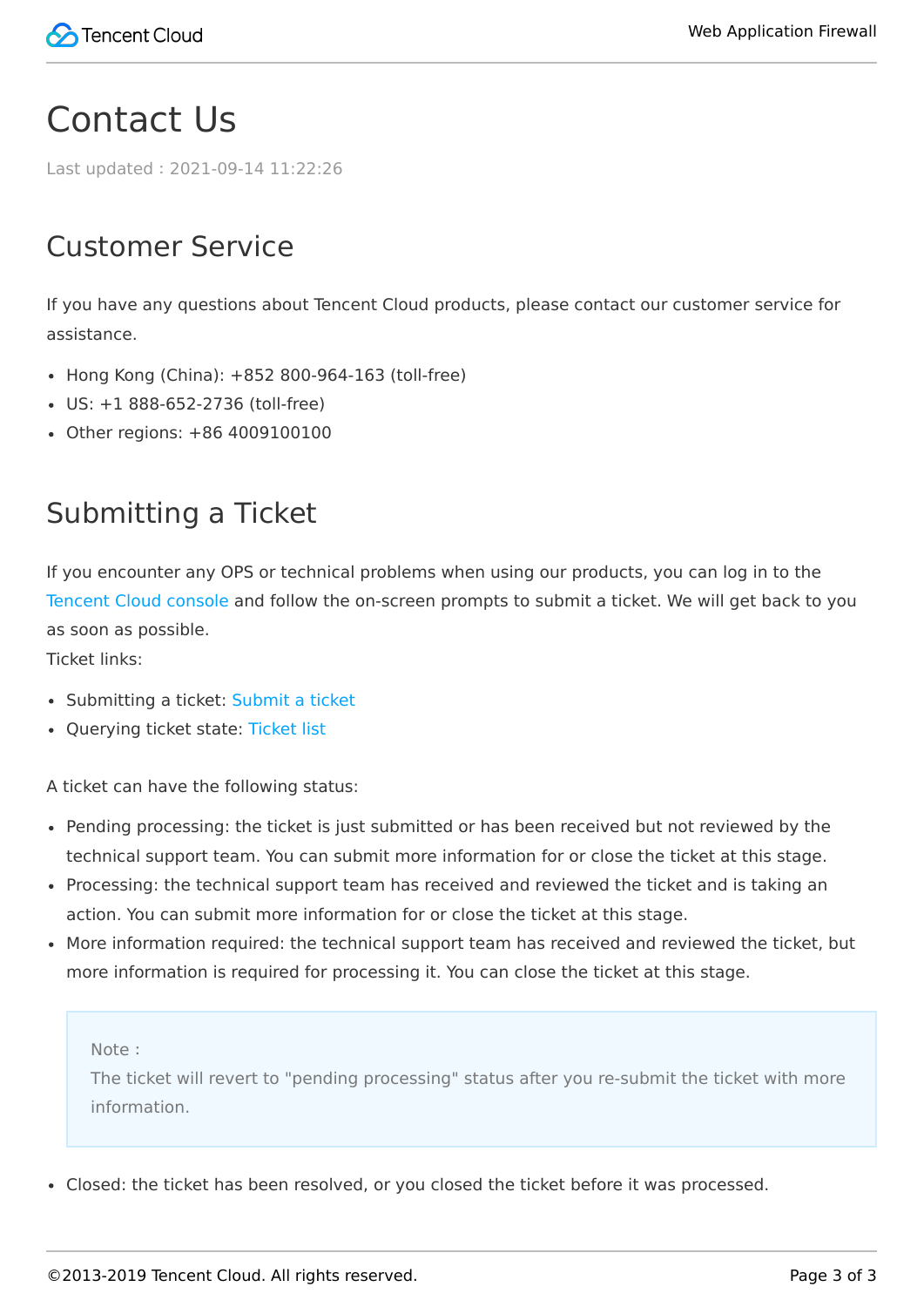# Contact Us

Last updated : 2021-09-14 11:22:26

## Customer Service

If you have any questions about Tencent Cloud products, please contact our customer service for assistance.

- Hong Kong (China): +852 800-964-163 (toll-free)
- US: +1 888-652-2736 (toll-free)
- Other regions: +86 4009100100

## Submitting a Ticket

If you encounter any OPS or technical problems when using our products, you can log in to the Tencent Cloud console and follow the on-screen prompts to submit a ticket. We will get back to you as soon as possible.
Ticket links:

- Submitting a ticket: Submit a ticket
- Querying ticket state: Ticket list

A ticket can have the following status:

- Pending processing: the ticket is just submitted or has been received but not reviewed by the technical support team. You can submit more information for or close the ticket at this stage.
- Processing: the technical support team has received and reviewed the ticket and is taking an action. You can submit more information for or close the ticket at this stage.
- More information required: the technical support team has received and reviewed the ticket, but more information is required for processing it. You can close the ticket at this stage.

> Note :
> The ticket will revert to "pending processing" status after you re-submit the ticket with more information.

- Closed: the ticket has been resolved, or you closed the ticket before it was processed.